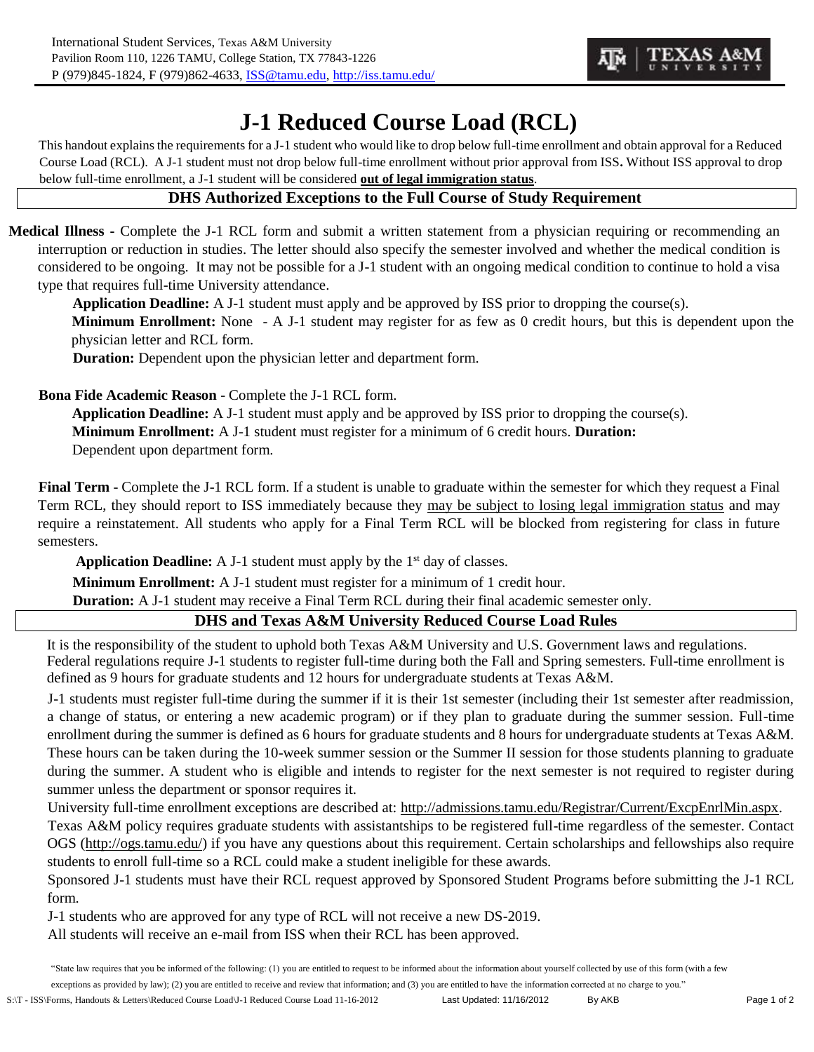International Student Services, Texas A&M University
Pavilion Room 110, 1226 TAMU, College Station, TX 77843-1226
P (979)845-1824, F (979)862-4633, ISS@tamu.edu, http://iss.tamu.edu/

# J-1 Reduced Course Load (RCL)

This handout explains the requirements for a J-1 student who would like to drop below full-time enrollment and obtain approval for a Reduced Course Load (RCL). A J-1 student must not drop below full-time enrollment without prior approval from ISS**.** Without ISS approval to drop below full-time enrollment, a J-1 student will be considered **out of legal immigration status**.

## DHS Authorized Exceptions to the Full Course of Study Requirement

**Medical Illness -** Complete the J-1 RCL form and submit a written statement from a physician requiring or recommending an interruption or reduction in studies. The letter should also specify the semester involved and whether the medical condition is considered to be ongoing. It may not be possible for a J-1 student with an ongoing medical condition to continue to hold a visa type that requires full-time University attendance.

- **Application Deadline:** A J-1 student must apply and be approved by ISS prior to dropping the course(s).
- **Minimum Enrollment:** None - A J-1 student may register for as few as 0 credit hours, but this is dependent upon the physician letter and RCL form.
- **Duration:** Dependent upon the physician letter and department form.

**Bona Fide Academic Reason** - Complete the J-1 RCL form.

- **Application Deadline:** A J-1 student must apply and be approved by ISS prior to dropping the course(s).
- **Minimum Enrollment:** A J-1 student must register for a minimum of 6 credit hours.
- **Duration:** Dependent upon department form.

**Final Term** - Complete the J-1 RCL form. If a student is unable to graduate within the semester for which they request a Final Term RCL, they should report to ISS immediately because they may be subject to losing legal immigration status and may require a reinstatement. All students who apply for a Final Term RCL will be blocked from registering for class in future semesters.

- **Application Deadline:** A J-1 student must apply by the 1st day of classes.
- **Minimum Enrollment:** A J-1 student must register for a minimum of 1 credit hour.
- **Duration:** A J-1 student may receive a Final Term RCL during their final academic semester only.

## DHS and Texas A&M University Reduced Course Load Rules

It is the responsibility of the student to uphold both Texas A&M University and U.S. Government laws and regulations. Federal regulations require J-1 students to register full-time during both the Fall and Spring semesters. Full-time enrollment is defined as 9 hours for graduate students and 12 hours for undergraduate students at Texas A&M.

J-1 students must register full-time during the summer if it is their 1st semester (including their 1st semester after readmission, a change of status, or entering a new academic program) or if they plan to graduate during the summer session. Full-time enrollment during the summer is defined as 6 hours for graduate students and 8 hours for undergraduate students at Texas A&M. These hours can be taken during the 10-week summer session or the Summer II session for those students planning to graduate during the summer. A student who is eligible and intends to register for the next semester is not required to register during summer unless the department or sponsor requires it.

University full-time enrollment exceptions are described at: http://admissions.tamu.edu/Registrar/Current/ExcpEnrlMin.aspx.

Texas A&M policy requires graduate students with assistantships to be registered full-time regardless of the semester. Contact OGS (http://ogs.tamu.edu/) if you have any questions about this requirement. Certain scholarships and fellowships also require students to enroll full-time so a RCL could make a student ineligible for these awards.

Sponsored J-1 students must have their RCL request approved by Sponsored Student Programs before submitting the J-1 RCL form.

J-1 students who are approved for any type of RCL will not receive a new DS-2019.

All students will receive an e-mail from ISS when their RCL has been approved.

"State law requires that you be informed of the following: (1) you are entitled to request to be informed about the information about yourself collected by use of this form (with a few exceptions as provided by law); (2) you are entitled to receive and review that information; and (3) you are entitled to have the information corrected at no charge to you."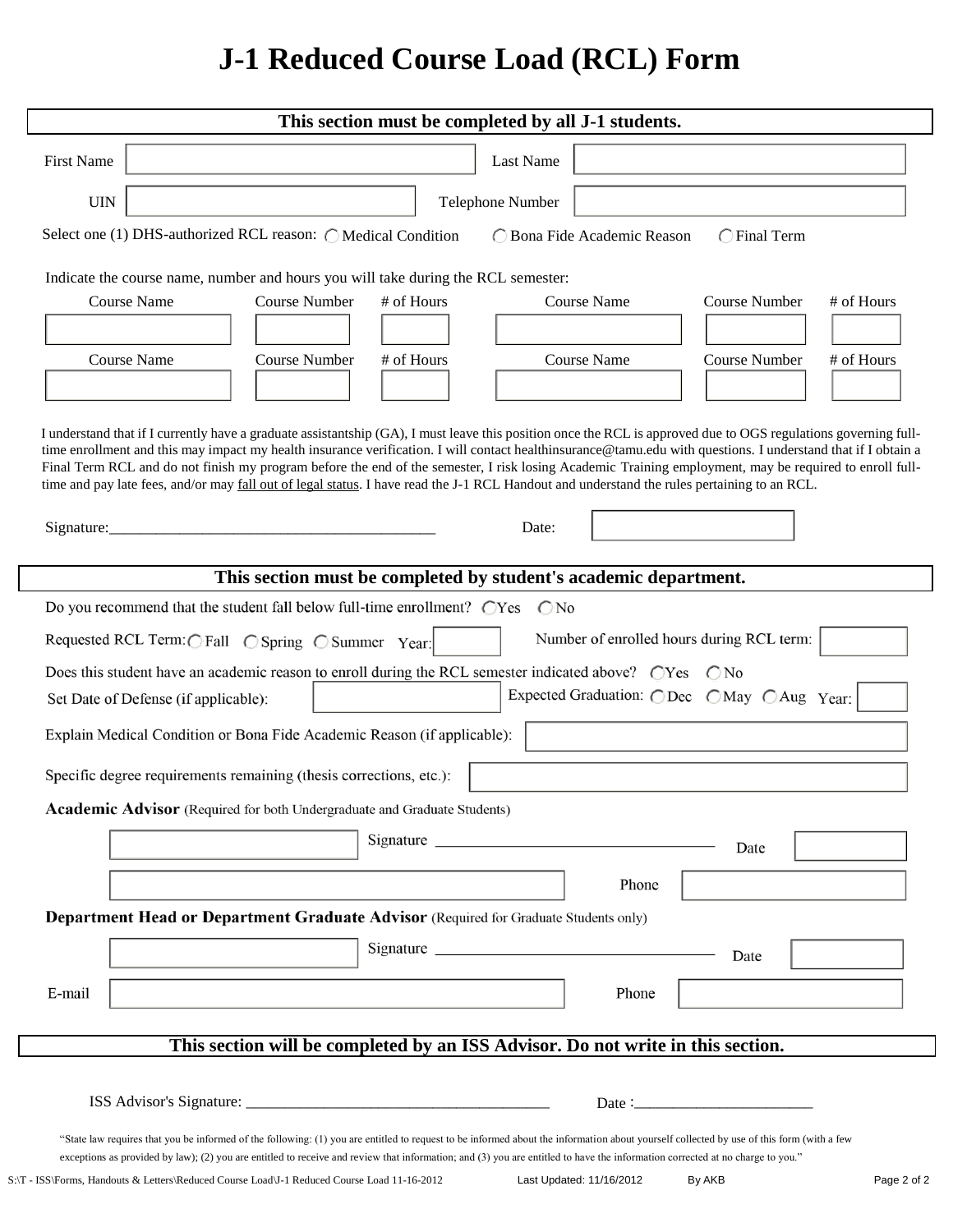# J-1 Reduced Course Load (RCL) Form

**This section must be completed by all J-1 students.**

First Name ____________________ Last Name ____________________

UIN ____________________ Telephone Number ____________________

Select one (1) DHS-authorized RCL reason: ◯ Medical Condition ◯ Bona Fide Academic Reason ◯ Final Term

Indicate the course name, number and hours you will take during the RCL semester:

| Course Name | Course Number | # of Hours | Course Name | Course Number | # of Hours |
|---|---|---|---|---|---|
| | | | | | |
| **Course Name** | **Course Number** | **# of Hours** | **Course Name** | **Course Number** | **# of Hours** |
| | | | | | |

I understand that if I currently have a graduate assistantship (GA), I must leave this position once the RCL is approved due to OGS regulations governing full-time enrollment and this may impact my health insurance verification. I will contact healthinsurance@tamu.edu with questions. I understand that if I obtain a Final Term RCL and do not finish my program before the end of the semester, I risk losing Academic Training employment, may be required to enroll full-time and pay late fees, and/or may fall out of legal status. I have read the J-1 RCL Handout and understand the rules pertaining to an RCL.

Signature:________________________________________ Date: ____________________

**This section must be completed by student's academic department.**

Do you recommend that the student fall below full-time enrollment? ◯Yes ◯No

Requested RCL Term: ◯ Fall ◯ Spring ◯ Summer Year: ________ Number of enrolled hours during RCL term: ________

Does this student have an academic reason to enroll during the RCL semester indicated above? ◯Yes ◯No

Set Date of Defense (if applicable): ____________________ Expected Graduation: ◯ Dec ◯ May ◯ Aug Year: ________

Explain Medical Condition or Bona Fide Academic Reason (if applicable): ____________________

Specific degree requirements remaining (thesis corrections, etc.): ____________________

**Academic Advisor** (Required for both Undergraduate and Graduate Students)

____________________ Signature ________________________________ Date ____________________

____________________ Phone ____________________

**Department Head or Department Graduate Advisor** (Required for Graduate Students only)

____________________ Signature ________________________________ Date ____________________

E-mail ____________________ Phone ____________________

**This section will be completed by an ISS Advisor. Do not write in this section.**

ISS Advisor's Signature: ______________________________________ Date :______________________

"State law requires that you be informed of the following: (1) you are entitled to request to be informed about the information about yourself collected by use of this form (with a few exceptions as provided by law); (2) you are entitled to receive and review that information; and (3) you are entitled to have the information corrected at no charge to you."

S:\T - ISS\Forms, Handouts & Letters\Reduced Course Load\J-1 Reduced Course Load 11-16-2012 Last Updated: 11/16/2012 By AKB